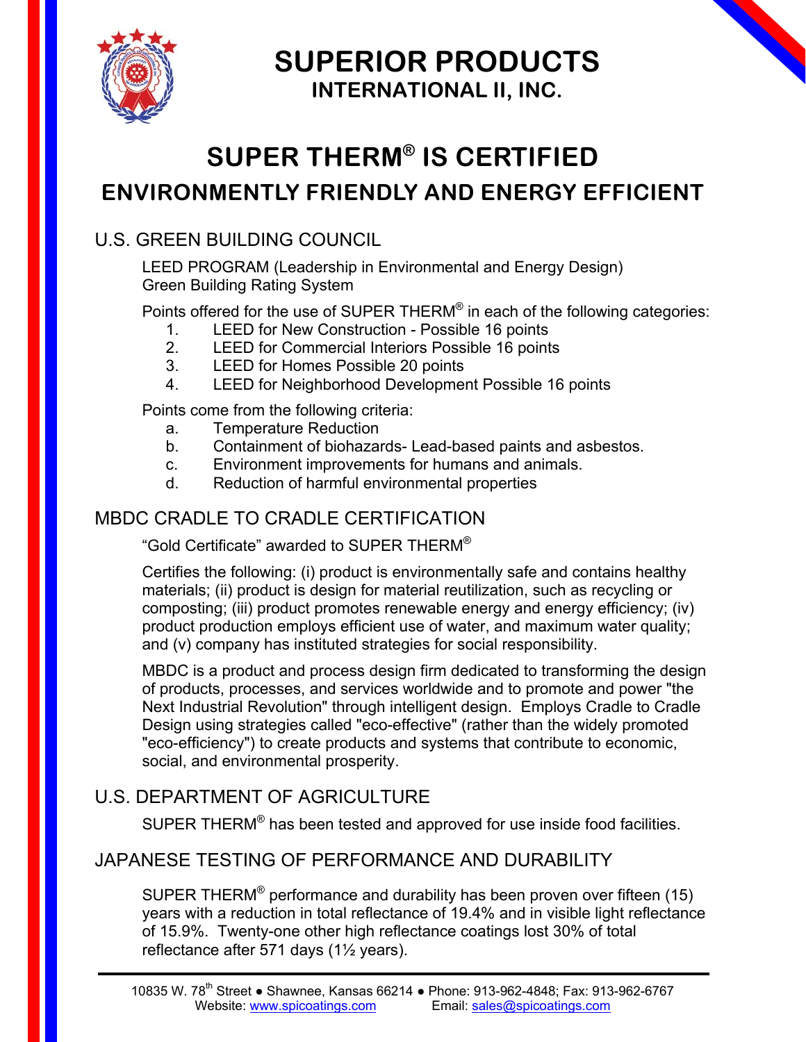# SUPERIOR PRODUCTS
## INTERNATIONAL II, INC.

# SUPER THERM® IS CERTIFIED
## ENVIRONMENTALLY FRIENDLY AND ENERGY EFFICIENT

### U.S. GREEN BUILDING COUNCIL

LEED PROGRAM (Leadership in Environmental and Energy Design)
Green Building Rating System

Points offered for the use of SUPER THERM® in each of the following categories:

1. LEED for New Construction - Possible 16 points
2. LEED for Commercial Interiors Possible 16 points
3. LEED for Homes Possible 20 points
4. LEED for Neighborhood Development Possible 16 points

Points come from the following criteria:

a. Temperature Reduction
b. Containment of biohazards- Lead-based paints and asbestos.
c. Environment improvements for humans and animals.
d. Reduction of harmful environmental properties

### MBDC CRADLE TO CRADLE CERTIFICATION

"Gold Certificate" awarded to SUPER THERM®

Certifies the following: (i) product is environmentally safe and contains healthy materials; (ii) product is design for material reutilization, such as recycling or composting; (iii) product promotes renewable energy and energy efficiency; (iv) product production employs efficient use of water, and maximum water quality; and (v) company has instituted strategies for social responsibility.

MBDC is a product and process design firm dedicated to transforming the design of products, processes, and services worldwide and to promote and power "the Next Industrial Revolution" through intelligent design. Employs Cradle to Cradle Design using strategies called "eco-effective" (rather than the widely promoted "eco-efficiency") to create products and systems that contribute to economic, social, and environmental prosperity.

### U.S. DEPARTMENT OF AGRICULTURE

SUPER THERM® has been tested and approved for use inside food facilities.

### JAPANESE TESTING OF PERFORMANCE AND DURABILITY

SUPER THERM® performance and durability has been proven over fifteen (15) years with a reduction in total reflectance of 19.4% and in visible light reflectance of 15.9%. Twenty-one other high reflectance coatings lost 30% of total reflectance after 571 days (1½ years).

---

10835 W. 78th Street ● Shawnee, Kansas 66214 ● Phone: 913-962-4848; Fax: 913-962-6767
Website: www.spicoatings.com Email: sales@spicoatings.com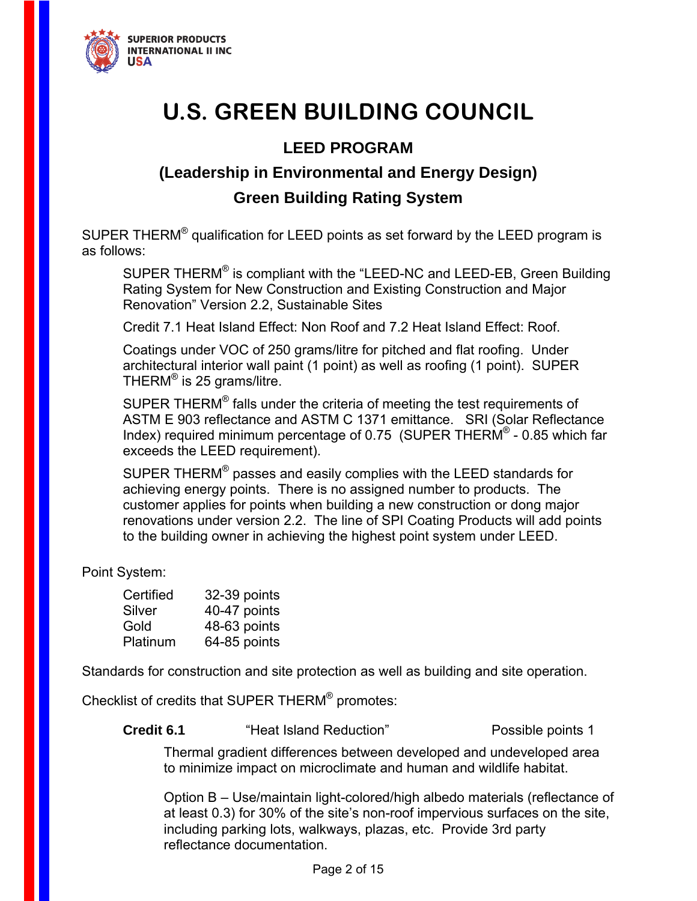SUPERIOR PRODUCTS INTERNATIONAL II INC USA

# U.S. GREEN BUILDING COUNCIL

## LEED PROGRAM

## (Leadership in Environmental and Energy Design)

## Green Building Rating System

SUPER THERM® qualification for LEED points as set forward by the LEED program is as follows:

> SUPER THERM® is compliant with the "LEED-NC and LEED-EB, Green Building Rating System for New Construction and Existing Construction and Major Renovation" Version 2.2, Sustainable Sites
>
> Credit 7.1 Heat Island Effect: Non Roof and 7.2 Heat Island Effect: Roof.
>
> Coatings under VOC of 250 grams/litre for pitched and flat roofing. Under architectural interior wall paint (1 point) as well as roofing (1 point). SUPER THERM® is 25 grams/litre.
>
> SUPER THERM® falls under the criteria of meeting the test requirements of ASTM E 903 reflectance and ASTM C 1371 emittance. SRI (Solar Reflectance Index) required minimum percentage of 0.75 (SUPER THERM® - 0.85 which far exceeds the LEED requirement).
>
> SUPER THERM® passes and easily complies with the LEED standards for achieving energy points. There is no assigned number to products. The customer applies for points when building a new construction or dong major renovations under version 2.2. The line of SPI Coating Products will add points to the building owner in achieving the highest point system under LEED.

Point System:

| | |
|---|---|
| Certified | 32-39 points |
| Silver | 40-47 points |
| Gold | 48-63 points |
| Platinum | 64-85 points |

Standards for construction and site protection as well as building and site operation.

Checklist of credits that SUPER THERM® promotes:

**Credit 6.1** "Heat Island Reduction" Possible points 1

> Thermal gradient differences between developed and undeveloped area to minimize impact on microclimate and human and wildlife habitat.
>
> Option B – Use/maintain light-colored/high albedo materials (reflectance of at least 0.3) for 30% of the site's non-roof impervious surfaces on the site, including parking lots, walkways, plazas, etc. Provide 3rd party reflectance documentation.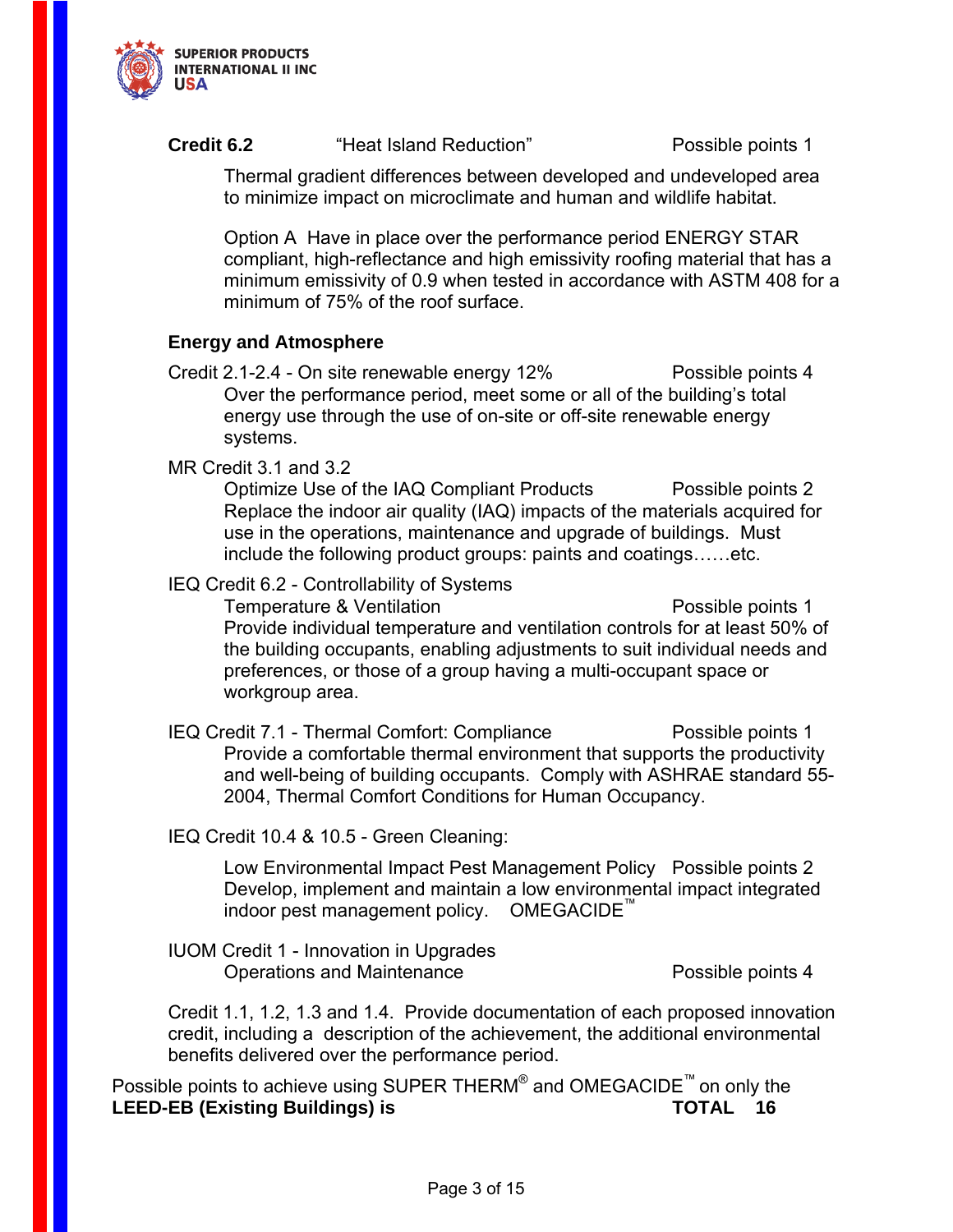**Credit 6.2** "Heat Island Reduction" Possible points 1

Thermal gradient differences between developed and undeveloped area to minimize impact on microclimate and human and wildlife habitat.

Option A Have in place over the performance period ENERGY STAR compliant, high-reflectance and high emissivity roofing material that has a minimum emissivity of 0.9 when tested in accordance with ASTM 408 for a minimum of 75% of the roof surface.

**Energy and Atmosphere**

Credit 2.1-2.4 - On site renewable energy 12% Possible points 4

Over the performance period, meet some or all of the building's total energy use through the use of on-site or off-site renewable energy systems.

MR Credit 3.1 and 3.2

Optimize Use of the IAQ Compliant Products Possible points 2

Replace the indoor air quality (IAQ) impacts of the materials acquired for use in the operations, maintenance and upgrade of buildings. Must include the following product groups: paints and coatings……etc.

IEQ Credit 6.2 - Controllability of Systems

Temperature & Ventilation Possible points 1

Provide individual temperature and ventilation controls for at least 50% of the building occupants, enabling adjustments to suit individual needs and preferences, or those of a group having a multi-occupant space or workgroup area.

IEQ Credit 7.1 - Thermal Comfort: Compliance Possible points 1

Provide a comfortable thermal environment that supports the productivity and well-being of building occupants. Comply with ASHRAE standard 55-2004, Thermal Comfort Conditions for Human Occupancy.

IEQ Credit 10.4 & 10.5 - Green Cleaning:

Low Environmental Impact Pest Management Policy Possible points 2

Develop, implement and maintain a low environmental impact integrated indoor pest management policy. OMEGACIDE™

IUOM Credit 1 - Innovation in Upgrades

Operations and Maintenance Possible points 4

Credit 1.1, 1.2, 1.3 and 1.4. Provide documentation of each proposed innovation credit, including a description of the achievement, the additional environmental benefits delivered over the performance period.

Possible points to achieve using SUPER THERM® and OMEGACIDE™ on only the **LEED-EB (Existing Buildings) is** **TOTAL 16**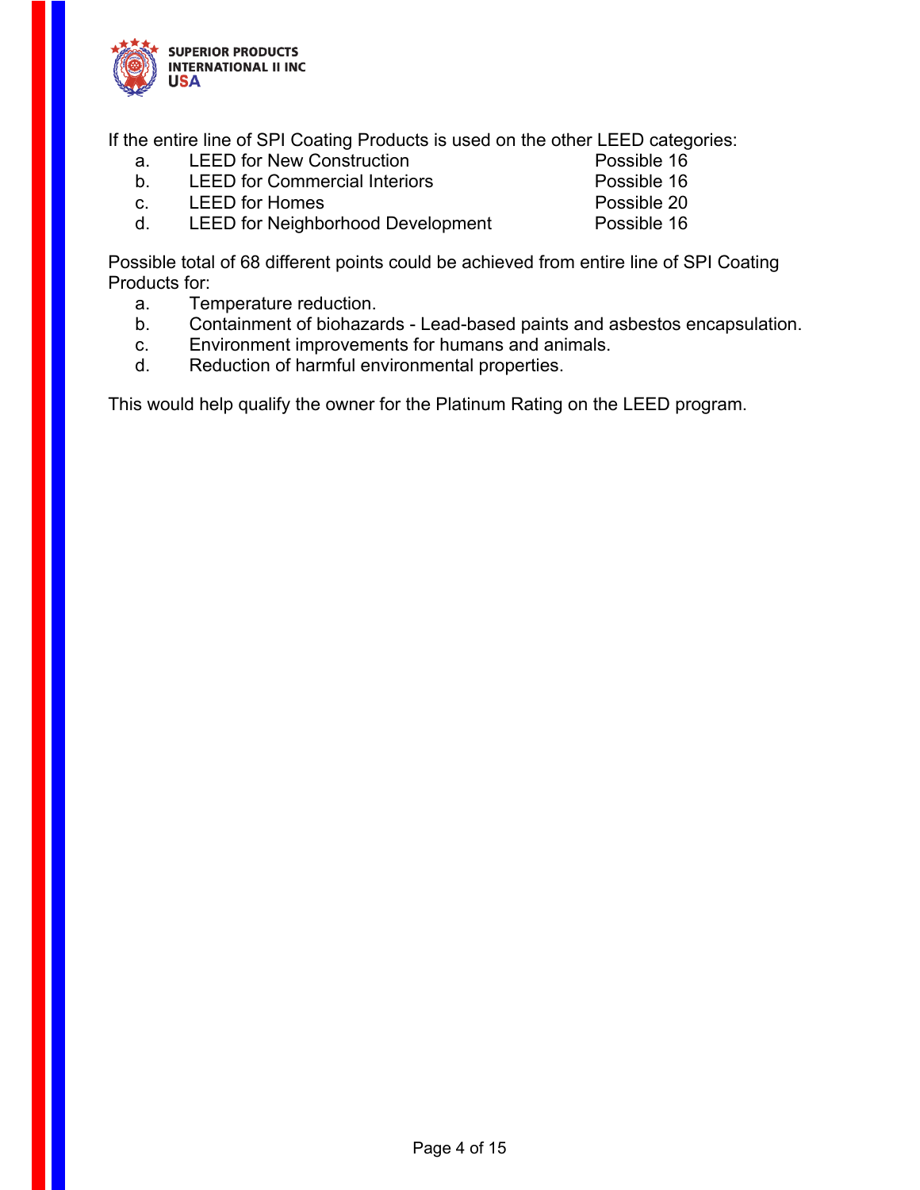If the entire line of SPI Coating Products is used on the other LEED categories:

| | | |
|---|---|---|
| a. | LEED for New Construction | Possible 16 |
| b. | LEED for Commercial Interiors | Possible 16 |
| c. | LEED for Homes | Possible 20 |
| d. | LEED for Neighborhood Development | Possible 16 |

Possible total of 68 different points could be achieved from entire line of SPI Coating Products for:

a. Temperature reduction.
b. Containment of biohazards - Lead-based paints and asbestos encapsulation.
c. Environment improvements for humans and animals.
d. Reduction of harmful environmental properties.

This would help qualify the owner for the Platinum Rating on the LEED program.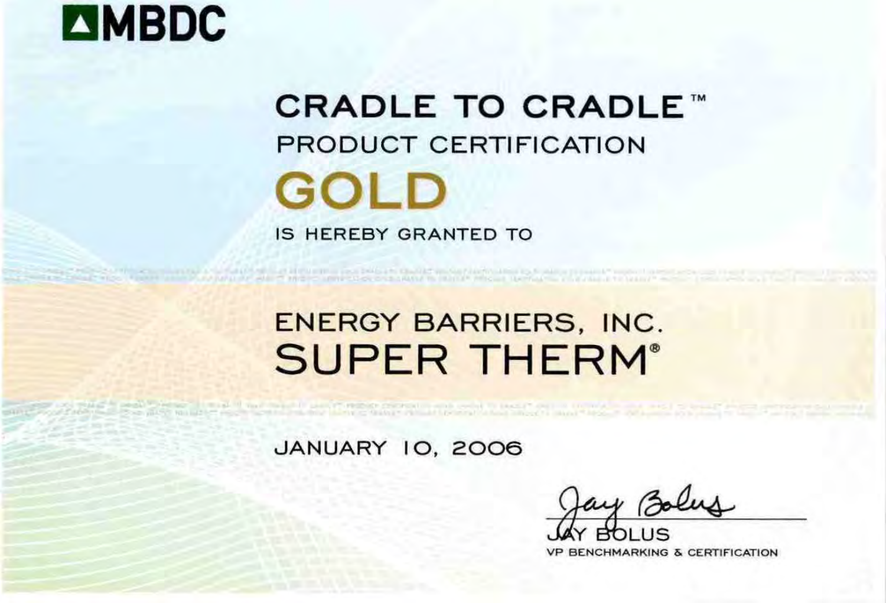MBDC

# CRADLE TO CRADLE™

## PRODUCT CERTIFICATION

# GOLD

IS HEREBY GRANTED TO

## ENERGY BARRIERS, INC.

# SUPER THERM®

JANUARY 10, 2006

Jay Bolus

JAY BOLUS
VP BENCHMARKING & CERTIFICATION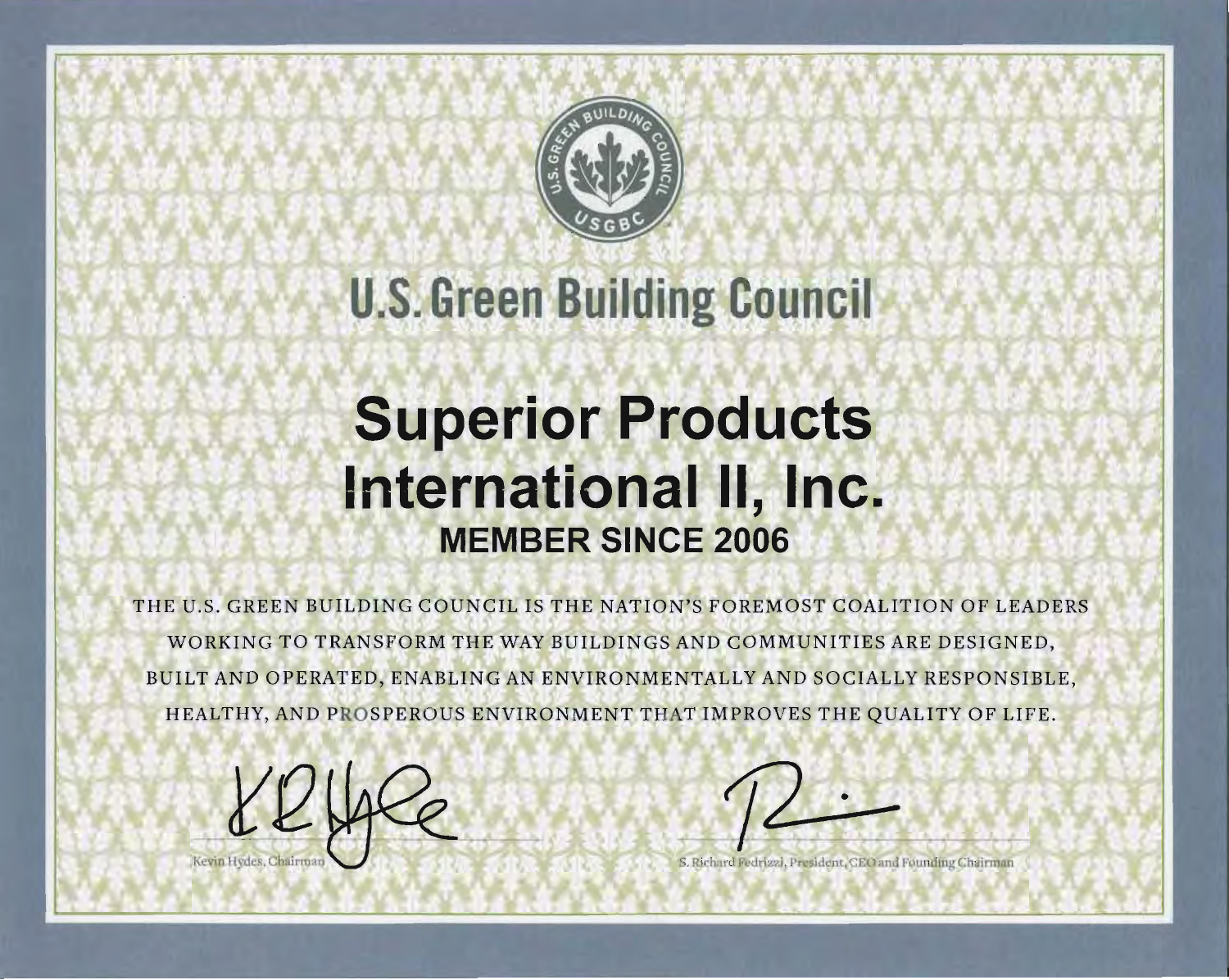U.S. GREEN BUILDING COUNCIL

USGBC

# U.S. Green Building Council

# Superior Products International II, Inc.

## MEMBER SINCE 2006

THE U.S. GREEN BUILDING COUNCIL IS THE NATION'S FOREMOST COALITION OF LEADERS WORKING TO TRANSFORM THE WAY BUILDINGS AND COMMUNITIES ARE DESIGNED, BUILT AND OPERATED, ENABLING AN ENVIRONMENTALLY AND SOCIALLY RESPONSIBLE, HEALTHY, AND PROSPEROUS ENVIRONMENT THAT IMPROVES THE QUALITY OF LIFE.

Kevin Hydes, Chairman

S. Richard Fedrizzi, President, CEO and Founding Chairman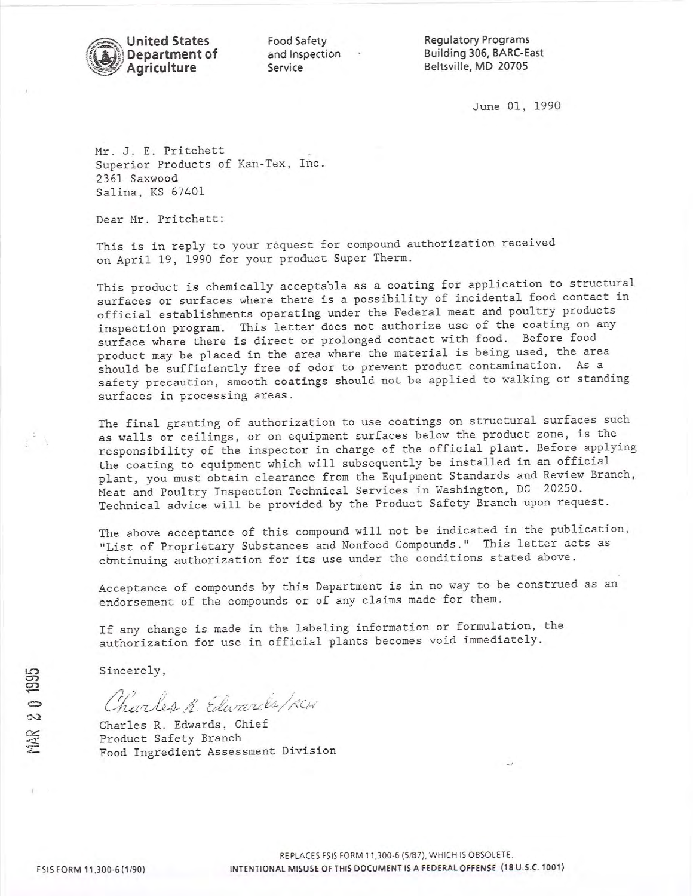**United States Department of Agriculture**

Food Safety and Inspection Service

Regulatory Programs
Building 306, BARC-East
Beltsville, MD 20705

June 01, 1990

Mr. J. E. Pritchett
Superior Products of Kan-Tex, Inc.
2361 Saxwood
Salina, KS 67401

Dear Mr. Pritchett:

This is in reply to your request for compound authorization received on April 19, 1990 for your product Super Therm.

This product is chemically acceptable as a coating for application to structural surfaces or surfaces where there is a possibility of incidental food contact in official establishments operating under the Federal meat and poultry products inspection program. This letter does not authorize use of the coating on any surface where there is direct or prolonged contact with food. Before food product may be placed in the area where the material is being used, the area should be sufficiently free of odor to prevent product contamination. As a safety precaution, smooth coatings should not be applied to walking or standing surfaces in processing areas.

The final granting of authorization to use coatings on structural surfaces such as walls or ceilings, or on equipment surfaces below the product zone, is the responsibility of the inspector in charge of the official plant. Before applying the coating to equipment which will subsequently be installed in an official plant, you must obtain clearance from the Equipment Standards and Review Branch, Meat and Poultry Inspection Technical Services in Washington, DC 20250. Technical advice will be provided by the Product Safety Branch upon request.

The above acceptance of this compound will not be indicated in the publication, "List of Proprietary Substances and Nonfood Compounds." This letter acts as continuing authorization for its use under the conditions stated above.

Acceptance of compounds by this Department is in no way to be construed as an endorsement of the compounds or of any claims made for them.

If any change is made in the labeling information or formulation, the authorization for use in official plants becomes void immediately.

Sincerely,

*Charles R. Edwards/RCW*

Charles R. Edwards, Chief
Product Safety Branch
Food Ingredient Assessment Division

MAR 20 1995

FSIS FORM 11,300-6 (1/90)

REPLACES FSIS FORM 11,300-6 (5/87), WHICH IS OBSOLETE.
INTENTIONAL MISUSE OF THIS DOCUMENT IS A FEDERAL OFFENSE (18 U.S.C. 1001)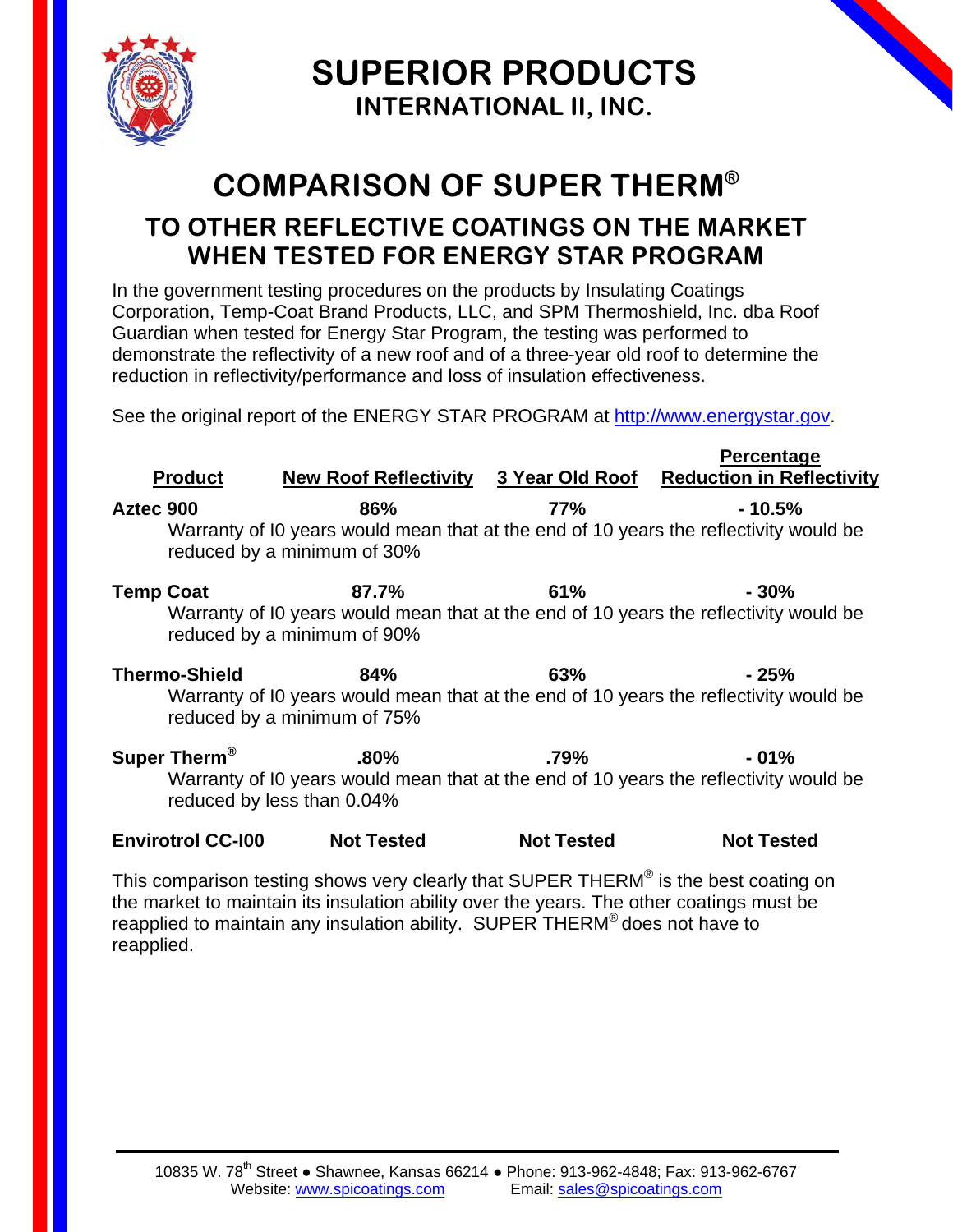# SUPERIOR PRODUCTS
## INTERNATIONAL II, INC.

# COMPARISON OF SUPER THERM®

## TO OTHER REFLECTIVE COATINGS ON THE MARKET WHEN TESTED FOR ENERGY STAR PROGRAM

In the government testing procedures on the products by Insulating Coatings Corporation, Temp-Coat Brand Products, LLC, and SPM Thermoshield, Inc. dba Roof Guardian when tested for Energy Star Program, the testing was performed to demonstrate the reflectivity of a new roof and of a three-year old roof to determine the reduction in reflectivity/performance and loss of insulation effectiveness.

See the original report of the ENERGY STAR PROGRAM at http://www.energystar.gov.

| Product | New Roof Reflectivity | 3 Year Old Roof | Percentage Reduction in Reflectivity |
|---|---|---|---|
| **Aztec 900** | **86%** | **77%** | **- 10.5%** |
| Warranty of I0 years would mean that at the end of 10 years the reflectivity would be reduced by a minimum of 30% | | | |
| **Temp Coat** | **87.7%** | **61%** | **- 30%** |
| Warranty of I0 years would mean that at the end of 10 years the reflectivity would be reduced by a minimum of 90% | | | |
| **Thermo-Shield** | **84%** | **63%** | **- 25%** |
| Warranty of I0 years would mean that at the end of 10 years the reflectivity would be reduced by a minimum of 75% | | | |
| **Super Therm®** | **.80%** | **.79%** | **- 01%** |
| Warranty of I0 years would mean that at the end of 10 years the reflectivity would be reduced by less than 0.04% | | | |
| **Envirotrol CC-I00** | **Not Tested** | **Not Tested** | **Not Tested** |

This comparison testing shows very clearly that SUPER THERM® is the best coating on the market to maintain its insulation ability over the years. The other coatings must be reapplied to maintain any insulation ability. SUPER THERM® does not have to reapplied.

10835 W. 78th Street ● Shawnee, Kansas 66214 ● Phone: 913-962-4848; Fax: 913-962-6767
Website: www.spicoatings.com Email: sales@spicoatings.com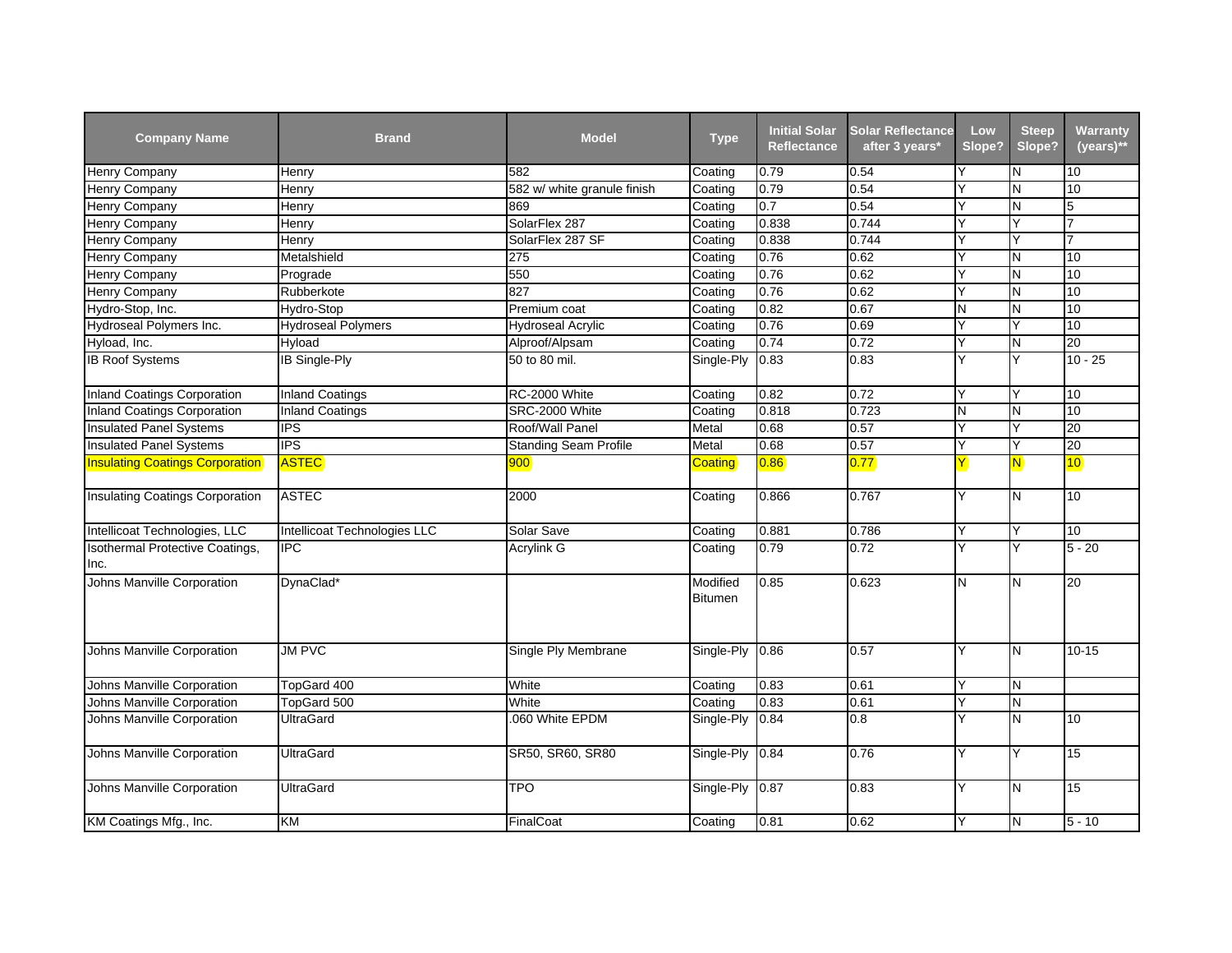| Company Name | Brand | Model | Type | Initial Solar Reflectance | Solar Reflectance after 3 years* | Low Slope? | Steep Slope? | Warranty (years)** |
|---|---|---|---|---|---|---|---|---|
| Henry Company | Henry | 582 | Coating | 0.79 | 0.54 | Y | N | 10 |
| Henry Company | Henry | 582 w/ white granule finish | Coating | 0.79 | 0.54 | Y | N | 10 |
| Henry Company | Henry | 869 | Coating | 0.7 | 0.54 | Y | N | 5 |
| Henry Company | Henry | SolarFlex 287 | Coating | 0.838 | 0.744 | Y | Y | 7 |
| Henry Company | Henry | SolarFlex 287 SF | Coating | 0.838 | 0.744 | Y | Y | 7 |
| Henry Company | Metalshield | 275 | Coating | 0.76 | 0.62 | Y | N | 10 |
| Henry Company | Prograde | 550 | Coating | 0.76 | 0.62 | Y | N | 10 |
| Henry Company | Rubberkote | 827 | Coating | 0.76 | 0.62 | Y | N | 10 |
| Hydro-Stop, Inc. | Hydro-Stop | Premium coat | Coating | 0.82 | 0.67 | N | N | 10 |
| Hydroseal Polymers Inc. | Hydroseal Polymers | Hydroseal Acrylic | Coating | 0.76 | 0.69 | Y | Y | 10 |
| Hyload, Inc. | Hyload | Alproof/Alpsam | Coating | 0.74 | 0.72 | Y | N | 20 |
| IB Roof Systems | IB Single-Ply | 50 to 80 mil. | Single-Ply | 0.83 | 0.83 | Y | Y | 10 - 25 |
| Inland Coatings Corporation | Inland Coatings | RC-2000 White | Coating | 0.82 | 0.72 | Y | Y | 10 |
| Inland Coatings Corporation | Inland Coatings | SRC-2000 White | Coating | 0.818 | 0.723 | N | N | 10 |
| Insulated Panel Systems | IPS | Roof/Wall Panel | Metal | 0.68 | 0.57 | Y | Y | 20 |
| Insulated Panel Systems | IPS | Standing Seam Profile | Metal | 0.68 | 0.57 | Y | Y | 20 |
| Insulating Coatings Corporation | ASTEC | 900 | Coating | 0.86 | 0.77 | Y | N | 10 |
| Insulating Coatings Corporation | ASTEC | 2000 | Coating | 0.866 | 0.767 | Y | N | 10 |
| Intellicoat Technologies, LLC | Intellicoat Technologies LLC | Solar Save | Coating | 0.881 | 0.786 | Y | Y | 10 |
| Isothermal Protective Coatings, Inc. | IPC | Acrylink G | Coating | 0.79 | 0.72 | Y | Y | 5 - 20 |
| Johns Manville Corporation | DynaClad* | | Modified Bitumen | 0.85 | 0.623 | N | N | 20 |
| Johns Manville Corporation | JM PVC | Single Ply Membrane | Single-Ply | 0.86 | 0.57 | Y | N | 10-15 |
| Johns Manville Corporation | TopGard 400 | White | Coating | 0.83 | 0.61 | Y | N | |
| Johns Manville Corporation | TopGard 500 | White | Coating | 0.83 | 0.61 | Y | N | |
| Johns Manville Corporation | UltraGard | .060 White EPDM | Single-Ply | 0.84 | 0.8 | Y | N | 10 |
| Johns Manville Corporation | UltraGard | SR50, SR60, SR80 | Single-Ply | 0.84 | 0.76 | Y | Y | 15 |
| Johns Manville Corporation | UltraGard | TPO | Single-Ply | 0.87 | 0.83 | Y | N | 15 |
| KM Coatings Mfg., Inc. | KM | FinalCoat | Coating | 0.81 | 0.62 | Y | N | 5 - 10 |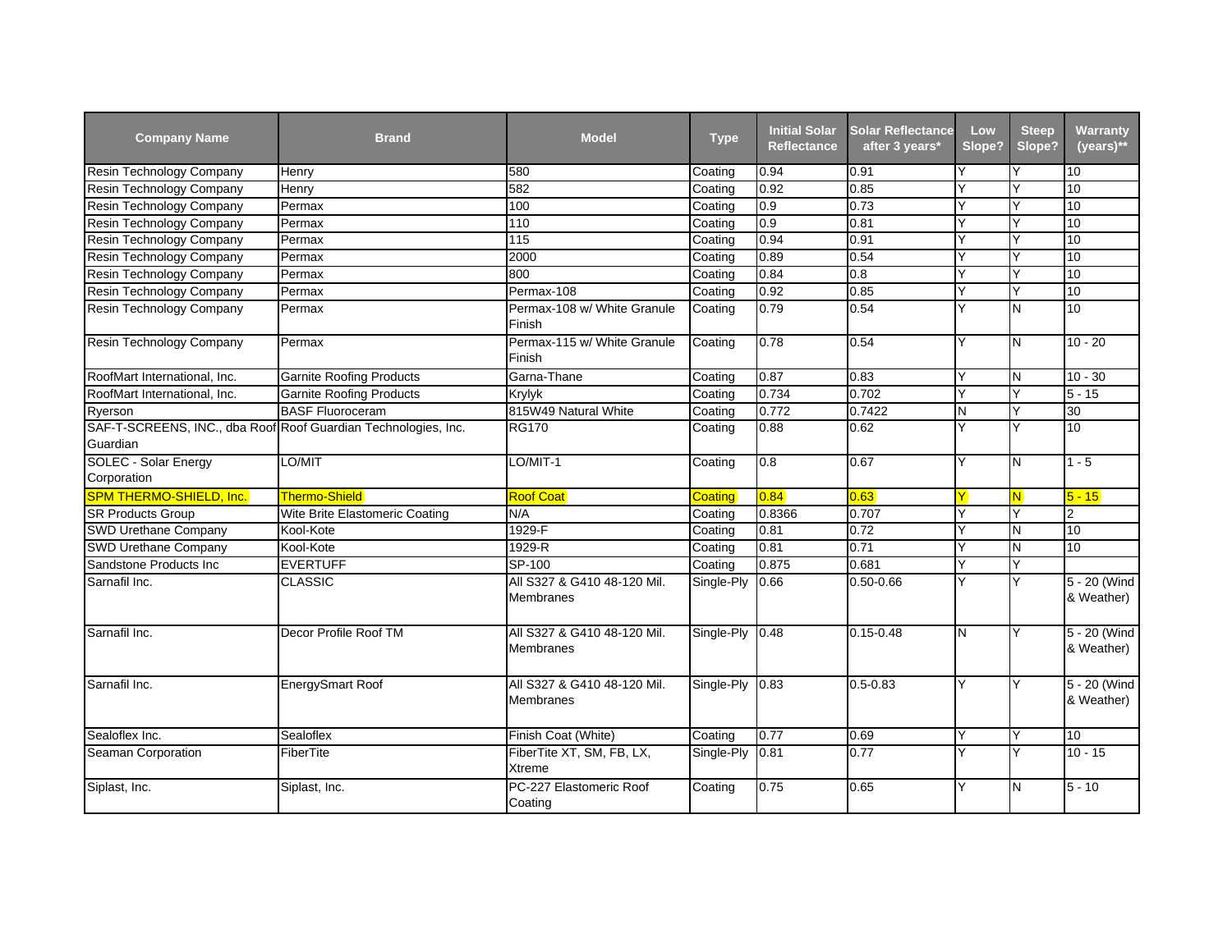| Company Name | Brand | Model | Type | Initial Solar Reflectance | Solar Reflectance after 3 years* | Low Slope? | Steep Slope? | Warranty (years)** |
|---|---|---|---|---|---|---|---|---|
| Resin Technology Company | Henry | 580 | Coating | 0.94 | 0.91 | Y | Y | 10 |
| Resin Technology Company | Henry | 582 | Coating | 0.92 | 0.85 | Y | Y | 10 |
| Resin Technology Company | Permax | 100 | Coating | 0.9 | 0.73 | Y | Y | 10 |
| Resin Technology Company | Permax | 110 | Coating | 0.9 | 0.81 | Y | Y | 10 |
| Resin Technology Company | Permax | 115 | Coating | 0.94 | 0.91 | Y | Y | 10 |
| Resin Technology Company | Permax | 2000 | Coating | 0.89 | 0.54 | Y | Y | 10 |
| Resin Technology Company | Permax | 800 | Coating | 0.84 | 0.8 | Y | Y | 10 |
| Resin Technology Company | Permax | Permax-108 | Coating | 0.92 | 0.85 | Y | Y | 10 |
| Resin Technology Company | Permax | Permax-108 w/ White Granule Finish | Coating | 0.79 | 0.54 | Y | N | 10 |
| Resin Technology Company | Permax | Permax-115 w/ White Granule Finish | Coating | 0.78 | 0.54 | Y | N | 10 - 20 |
| RoofMart International, Inc. | Garnite Roofing Products | Garna-Thane | Coating | 0.87 | 0.83 | Y | N | 10 - 30 |
| RoofMart International, Inc. | Garnite Roofing Products | Krylyk | Coating | 0.734 | 0.702 | Y | Y | 5 - 15 |
| Ryerson | BASF Fluoroceram | 815W49 Natural White | Coating | 0.772 | 0.7422 | N | Y | 30 |
| SAF-T-SCREENS, INC., dba Roof Guardian | Roof Guardian Technologies, Inc. | RG170 | Coating | 0.88 | 0.62 | Y | Y | 10 |
| SOLEC - Solar Energy Corporation | LO/MIT | LO/MIT-1 | Coating | 0.8 | 0.67 | Y | N | 1 - 5 |
| SPM THERMO-SHIELD, Inc. | Thermo-Shield | Roof Coat | Coating | 0.84 | 0.63 | Y | N | 5 - 15 |
| SR Products Group | Wite Brite Elastomeric Coating | N/A | Coating | 0.8366 | 0.707 | Y | Y | 2 |
| SWD Urethane Company | Kool-Kote | 1929-F | Coating | 0.81 | 0.72 | Y | N | 10 |
| SWD Urethane Company | Kool-Kote | 1929-R | Coating | 0.81 | 0.71 | Y | N | 10 |
| Sandstone Products Inc | EVERTUFF | SP-100 | Coating | 0.875 | 0.681 | Y | Y | |
| Sarnafil Inc. | CLASSIC | All S327 & G410 48-120 Mil. Membranes | Single-Ply | 0.66 | 0.50-0.66 | Y | Y | 5 - 20 (Wind & Weather) |
| Sarnafil Inc. | Decor Profile Roof TM | All S327 & G410 48-120 Mil. Membranes | Single-Ply | 0.48 | 0.15-0.48 | N | Y | 5 - 20 (Wind & Weather) |
| Sarnafil Inc. | EnergySmart Roof | All S327 & G410 48-120 Mil. Membranes | Single-Ply | 0.83 | 0.5-0.83 | Y | Y | 5 - 20 (Wind & Weather) |
| Sealoflex Inc. | Sealoflex | Finish Coat (White) | Coating | 0.77 | 0.69 | Y | Y | 10 |
| Seaman Corporation | FiberTite | FiberTite XT, SM, FB, LX, Xtreme | Single-Ply | 0.81 | 0.77 | Y | Y | 10 - 15 |
| Siplast, Inc. | Siplast, Inc. | PC-227 Elastomeric Roof Coating | Coating | 0.75 | 0.65 | Y | N | 5 - 10 |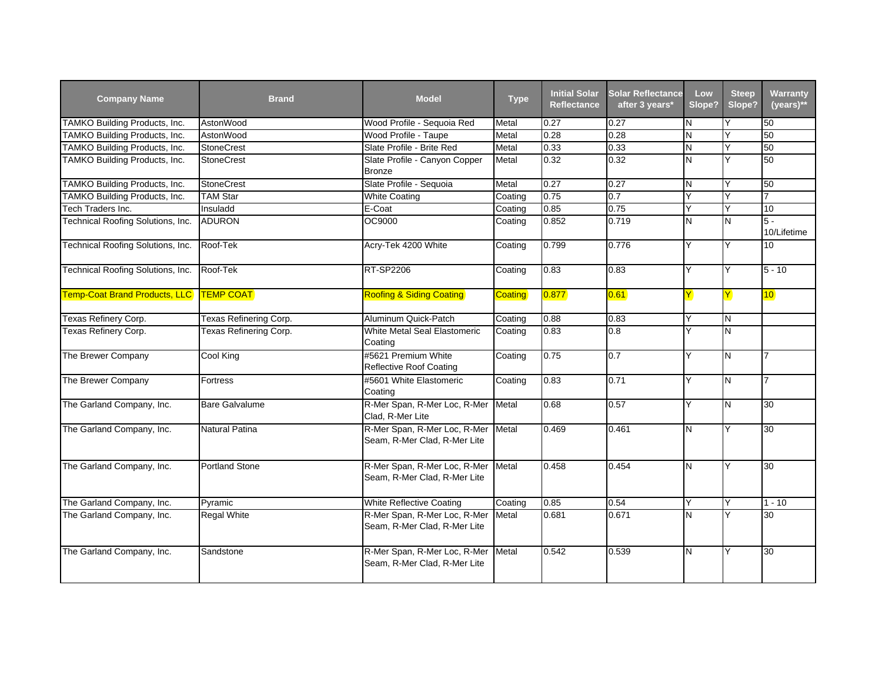| Company Name | Brand | Model | Type | Initial Solar Reflectance | Solar Reflectance after 3 years* | Low Slope? | Steep Slope? | Warranty (years)** |
|---|---|---|---|---|---|---|---|---|
| TAMKO Building Products, Inc. | AstonWood | Wood Profile - Sequoia Red | Metal | 0.27 | 0.27 | N | Y | 50 |
| TAMKO Building Products, Inc. | AstonWood | Wood Profile - Taupe | Metal | 0.28 | 0.28 | N | Y | 50 |
| TAMKO Building Products, Inc. | StoneCrest | Slate Profile - Brite Red | Metal | 0.33 | 0.33 | N | Y | 50 |
| TAMKO Building Products, Inc. | StoneCrest | Slate Profile - Canyon Copper Bronze | Metal | 0.32 | 0.32 | N | Y | 50 |
| TAMKO Building Products, Inc. | StoneCrest | Slate Profile - Sequoia | Metal | 0.27 | 0.27 | N | Y | 50 |
| TAMKO Building Products, Inc. | TAM Star | White Coating | Coating | 0.75 | 0.7 | Y | Y | 7 |
| Tech Traders Inc. | Insuladd | E-Coat | Coating | 0.85 | 0.75 | Y | Y | 10 |
| Technical Roofing Solutions, Inc. | ADURON | OC9000 | Coating | 0.852 | 0.719 | N | N | 5 - 10/Lifetime |
| Technical Roofing Solutions, Inc. | Roof-Tek | Acry-Tek 4200 White | Coating | 0.799 | 0.776 | Y | Y | 10 |
| Technical Roofing Solutions, Inc. | Roof-Tek | RT-SP2206 | Coating | 0.83 | 0.83 | Y | Y | 5 - 10 |
| Temp-Coat Brand Products, LLC | TEMP COAT | Roofing & Siding Coating | Coating | 0.877 | 0.61 | Y | Y | 10 |
| Texas Refinery Corp. | Texas Refinering Corp. | Aluminum Quick-Patch | Coating | 0.88 | 0.83 | Y | N | |
| Texas Refinery Corp. | Texas Refinering Corp. | White Metal Seal Elastomeric Coating | Coating | 0.83 | 0.8 | Y | N | |
| The Brewer Company | Cool King | #5621 Premium White Reflective Roof Coating | Coating | 0.75 | 0.7 | Y | N | 7 |
| The Brewer Company | Fortress | #5601 White Elastomeric Coating | Coating | 0.83 | 0.71 | Y | N | 7 |
| The Garland Company, Inc. | Bare Galvalume | R-Mer Span, R-Mer Loc, R-Mer Clad, R-Mer Lite | Metal | 0.68 | 0.57 | Y | N | 30 |
| The Garland Company, Inc. | Natural Patina | R-Mer Span, R-Mer Loc, R-Mer Seam, R-Mer Clad, R-Mer Lite | Metal | 0.469 | 0.461 | N | Y | 30 |
| The Garland Company, Inc. | Portland Stone | R-Mer Span, R-Mer Loc, R-Mer Seam, R-Mer Clad, R-Mer Lite | Metal | 0.458 | 0.454 | N | Y | 30 |
| The Garland Company, Inc. | Pyramic | White Reflective Coating | Coating | 0.85 | 0.54 | Y | Y | 1 - 10 |
| The Garland Company, Inc. | Regal White | R-Mer Span, R-Mer Loc, R-Mer Seam, R-Mer Clad, R-Mer Lite | Metal | 0.681 | 0.671 | N | Y | 30 |
| The Garland Company, Inc. | Sandstone | R-Mer Span, R-Mer Loc, R-Mer Seam, R-Mer Clad, R-Mer Lite | Metal | 0.542 | 0.539 | N | Y | 30 |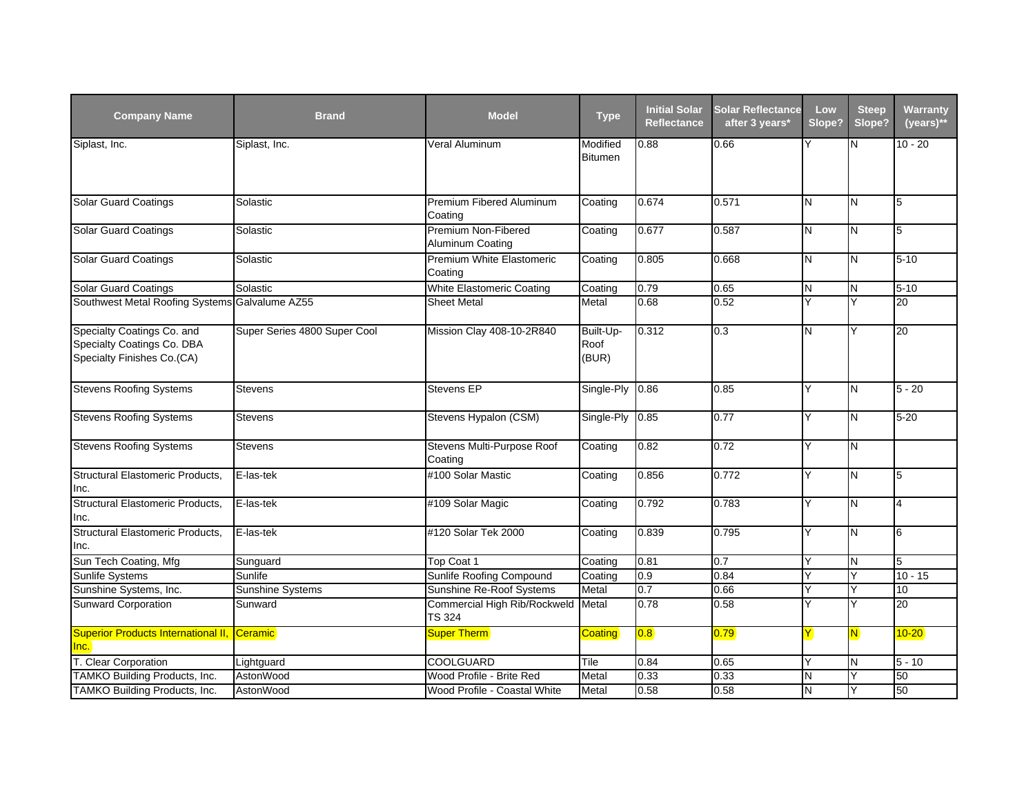| Company Name | Brand | Model | Type | Initial Solar Reflectance | Solar Reflectance after 3 years* | Low Slope? | Steep Slope? | Warranty (years)** |
|---|---|---|---|---|---|---|---|---|
| Siplast, Inc. | Siplast, Inc. | Veral Aluminum | Modified Bitumen | 0.88 | 0.66 | Y | N | 10 - 20 |
| Solar Guard Coatings | Solastic | Premium Fibered Aluminum Coating | Coating | 0.674 | 0.571 | N | N | 5 |
| Solar Guard Coatings | Solastic | Premium Non-Fibered Aluminum Coating | Coating | 0.677 | 0.587 | N | N | 5 |
| Solar Guard Coatings | Solastic | Premium White Elastomeric Coating | Coating | 0.805 | 0.668 | N | N | 5-10 |
| Solar Guard Coatings | Solastic | White Elastomeric Coating | Coating | 0.79 | 0.65 | N | N | 5-10 |
| Southwest Metal Roofing Systems | Galvalume AZ55 | Sheet Metal | Metal | 0.68 | 0.52 | Y | Y | 20 |
| Specialty Coatings Co. and Specialty Coatings Co. DBA Specialty Finishes Co.(CA) | Super Series 4800 Super Cool | Mission Clay 408-10-2R840 | Built-Up-Roof (BUR) | 0.312 | 0.3 | N | Y | 20 |
| Stevens Roofing Systems | Stevens | Stevens EP | Single-Ply | 0.86 | 0.85 | Y | N | 5 - 20 |
| Stevens Roofing Systems | Stevens | Stevens Hypalon (CSM) | Single-Ply | 0.85 | 0.77 | Y | N | 5-20 |
| Stevens Roofing Systems | Stevens | Stevens Multi-Purpose Roof Coating | Coating | 0.82 | 0.72 | Y | N | |
| Structural Elastomeric Products, Inc. | E-las-tek | #100 Solar Mastic | Coating | 0.856 | 0.772 | Y | N | 5 |
| Structural Elastomeric Products, Inc. | E-las-tek | #109 Solar Magic | Coating | 0.792 | 0.783 | Y | N | 4 |
| Structural Elastomeric Products, Inc. | E-las-tek | #120 Solar Tek 2000 | Coating | 0.839 | 0.795 | Y | N | 6 |
| Sun Tech Coating, Mfg | Sunguard | Top Coat 1 | Coating | 0.81 | 0.7 | Y | N | 5 |
| Sunlife Systems | Sunlife | Sunlife Roofing Compound | Coating | 0.9 | 0.84 | Y | Y | 10 - 15 |
| Sunshine Systems, Inc. | Sunshine Systems | Sunshine Re-Roof Systems | Metal | 0.7 | 0.66 | Y | Y | 10 |
| Sunward Corporation | Sunward | Commercial High Rib/Rockweld TS 324 | Metal | 0.78 | 0.58 | Y | Y | 20 |
| Superior Products International II, Inc. | Ceramic | Super Therm | Coating | 0.8 | 0.79 | Y | N | 10-20 |
| T. Clear Corporation | Lightguard | COOLGUARD | Tile | 0.84 | 0.65 | Y | N | 5 - 10 |
| TAMKO Building Products, Inc. | AstonWood | Wood Profile - Brite Red | Metal | 0.33 | 0.33 | N | Y | 50 |
| TAMKO Building Products, Inc. | AstonWood | Wood Profile - Coastal White | Metal | 0.58 | 0.58 | N | Y | 50 |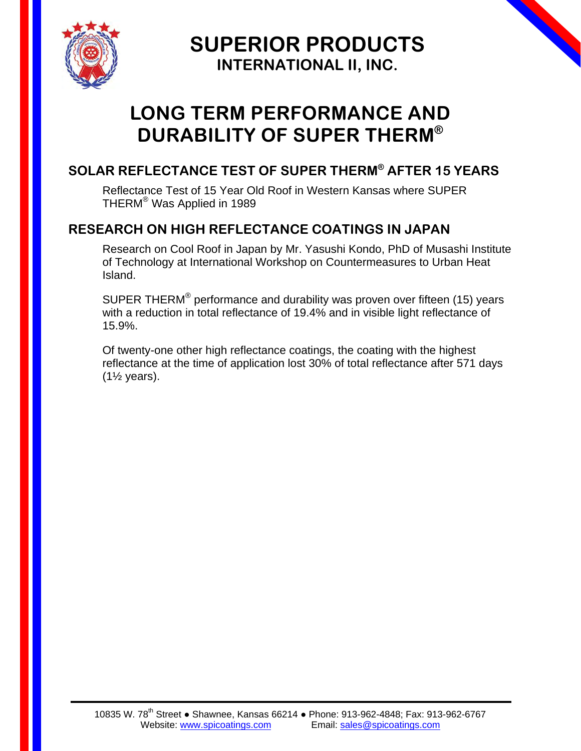# SUPERIOR PRODUCTS

## INTERNATIONAL II, INC.

# LONG TERM PERFORMANCE AND DURABILITY OF SUPER THERM®

## SOLAR REFLECTANCE TEST OF SUPER THERM® AFTER 15 YEARS

Reflectance Test of 15 Year Old Roof in Western Kansas where SUPER THERM® Was Applied in 1989

## RESEARCH ON HIGH REFLECTANCE COATINGS IN JAPAN

Research on Cool Roof in Japan by Mr. Yasushi Kondo, PhD of Musashi Institute of Technology at International Workshop on Countermeasures to Urban Heat Island.

SUPER THERM® performance and durability was proven over fifteen (15) years with a reduction in total reflectance of 19.4% and in visible light reflectance of 15.9%.

Of twenty-one other high reflectance coatings, the coating with the highest reflectance at the time of application lost 30% of total reflectance after 571 days (1½ years).

10835 W. 78th Street ● Shawnee, Kansas 66214 ● Phone: 913-962-4848; Fax: 913-962-6767
Website: www.spicoatings.com Email: sales@spicoatings.com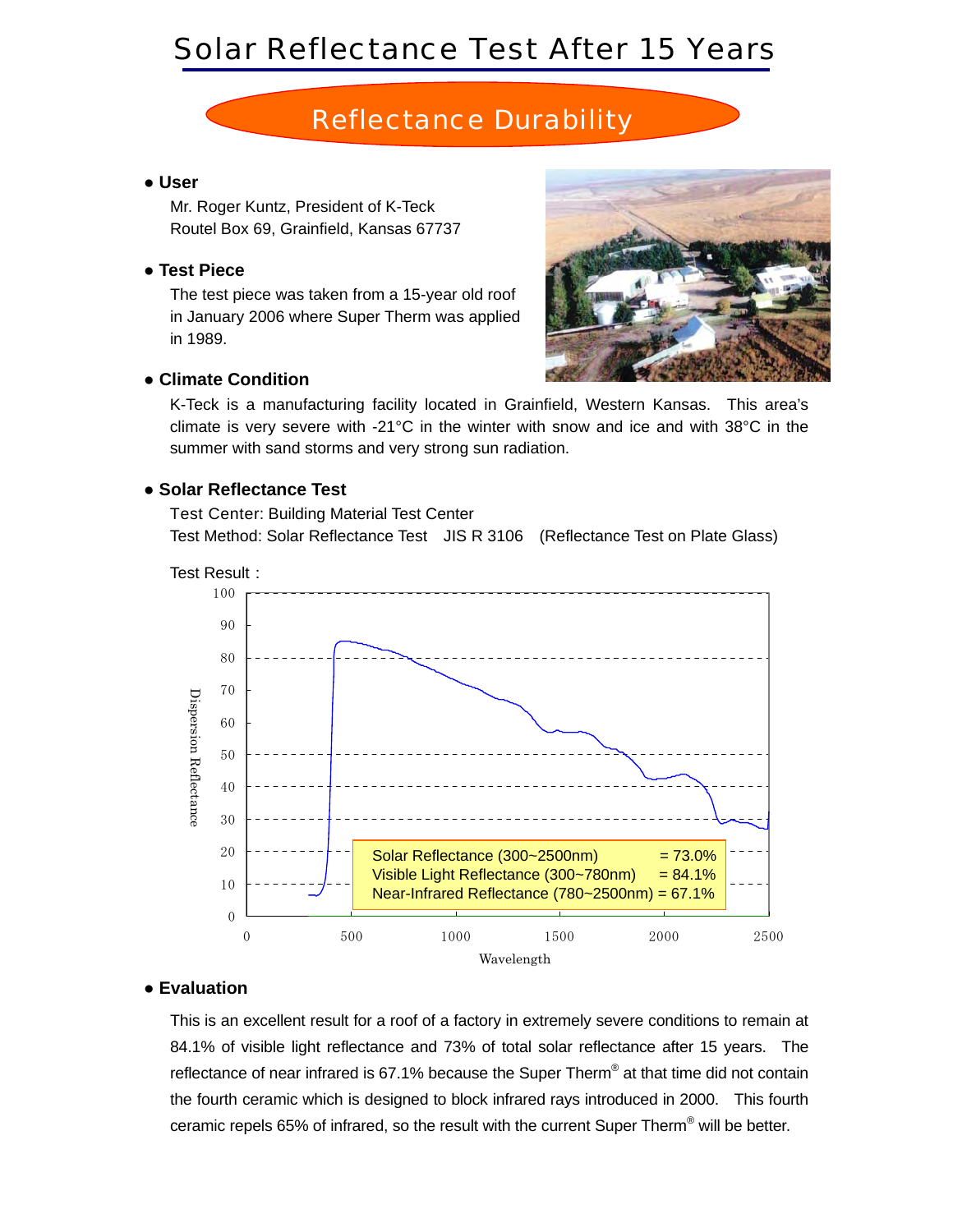# Solar Reflectance Test After 15 Years

## Reflectance Durability

● **User**

Mr. Roger Kuntz, President of K-Teck
Routel Box 69, Grainfield, Kansas 67737

● **Test Piece**

The test piece was taken from a 15-year old roof in January 2006 where Super Therm was applied in 1989.

● **Climate Condition**

K-Teck is a manufacturing facility located in Grainfield, Western Kansas. This area's climate is very severe with -21°C in the winter with snow and ice and with 38°C in the summer with sand storms and very strong sun radiation.

● **Solar Reflectance Test**

Test Center: Building Material Test Center
Test Method: Solar Reflectance Test JIS R 3106 (Reflectance Test on Plate Glass)

Test Result :

Solar Reflectance (300~2500nm) = 73.0%
Visible Light Reflectance (300~780nm) = 84.1%
Near-Infrared Reflectance (780~2500nm) = 67.1%

Dispersion Reflectance
Wavelength

● **Evaluation**

This is an excellent result for a roof of a factory in extremely severe conditions to remain at 84.1% of visible light reflectance and 73% of total solar reflectance after 15 years. The reflectance of near infrared is 67.1% because the Super Therm® at that time did not contain the fourth ceramic which is designed to block infrared rays introduced in 2000. This fourth ceramic repels 65% of infrared, so the result with the current Super Therm® will be better.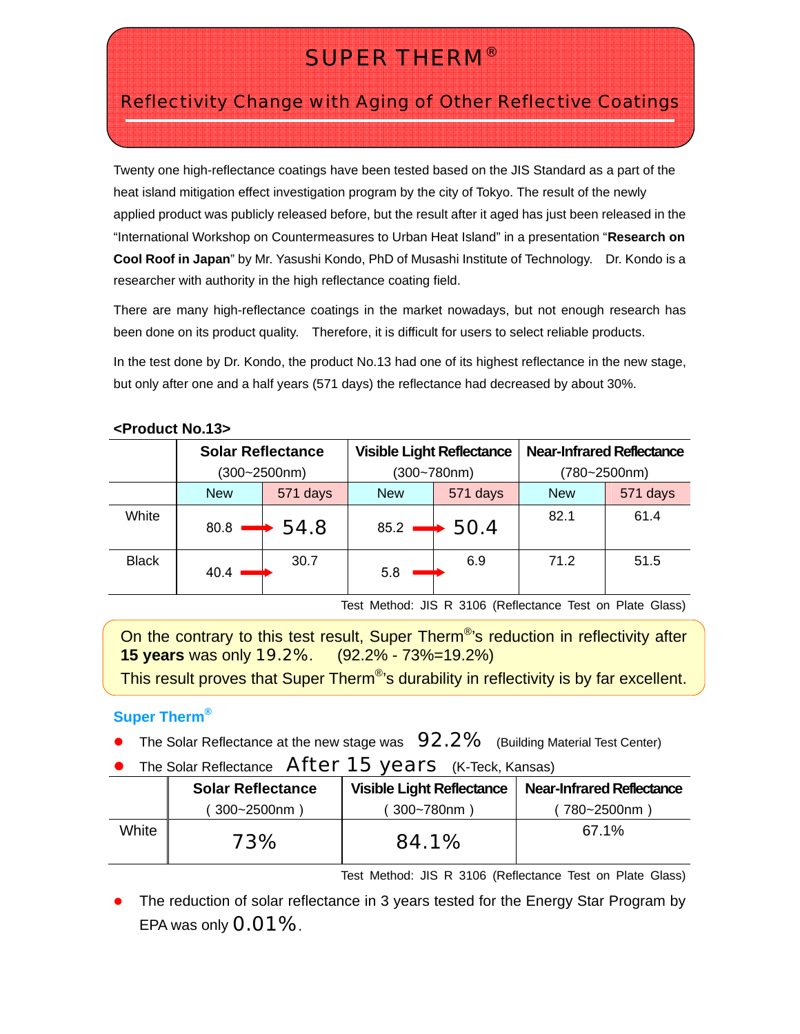# SUPER THERM®

## Reflectivity Change with Aging of Other Reflective Coatings

Twenty one high-reflectance coatings have been tested based on the JIS Standard as a part of the heat island mitigation effect investigation program by the city of Tokyo. The result of the newly applied product was publicly released before, but the result after it aged has just been released in the “International Workshop on Countermeasures to Urban Heat Island” in a presentation “**Research on Cool Roof in Japan**” by Mr. Yasushi Kondo, PhD of Musashi Institute of Technology. Dr. Kondo is a researcher with authority in the high reflectance coating field.

There are many high-reflectance coatings in the market nowadays, but not enough research has been done on its product quality. Therefore, it is difficult for users to select reliable products.

In the test done by Dr. Kondo, the product No.13 had one of its highest reflectance in the new stage, but only after one and a half years (571 days) the reflectance had decreased by about 30%.

**<Product No.13>**

| | Solar Reflectance (300~2500nm) | | Visible Light Reflectance (300~780nm) | | Near-Infrared Reflectance (780~2500nm) | |
|---|---|---|---|---|---|---|
| | New | 571 days | New | 571 days | New | 571 days |
| White | 80.8 → | 54.8 | 85.2 → | 50.4 | 82.1 | 61.4 |
| Black | 40.4 → | 30.7 | 5.8 → | 6.9 | 71.2 | 51.5 |

Test Method: JIS R 3106 (Reflectance Test on Plate Glass)

On the contrary to this test result, Super Therm®’s reduction in reflectivity after **15 years** was only 19.2%. (92.2% - 73%=19.2%)
This result proves that Super Therm®’s durability in reflectivity is by far excellent.

**Super Therm®**

- The Solar Reflectance at the new stage was 92.2% (Building Material Test Center)
- The Solar Reflectance After 15 years (K-Teck, Kansas)

| | Solar Reflectance (300~2500nm) | Visible Light Reflectance (300~780nm) | Near-Infrared Reflectance (780~2500nm) |
|---|---|---|---|
| White | 73% | 84.1% | 67.1% |

Test Method: JIS R 3106 (Reflectance Test on Plate Glass)

- The reduction of solar reflectance in 3 years tested for the Energy Star Program by EPA was only 0.01%.